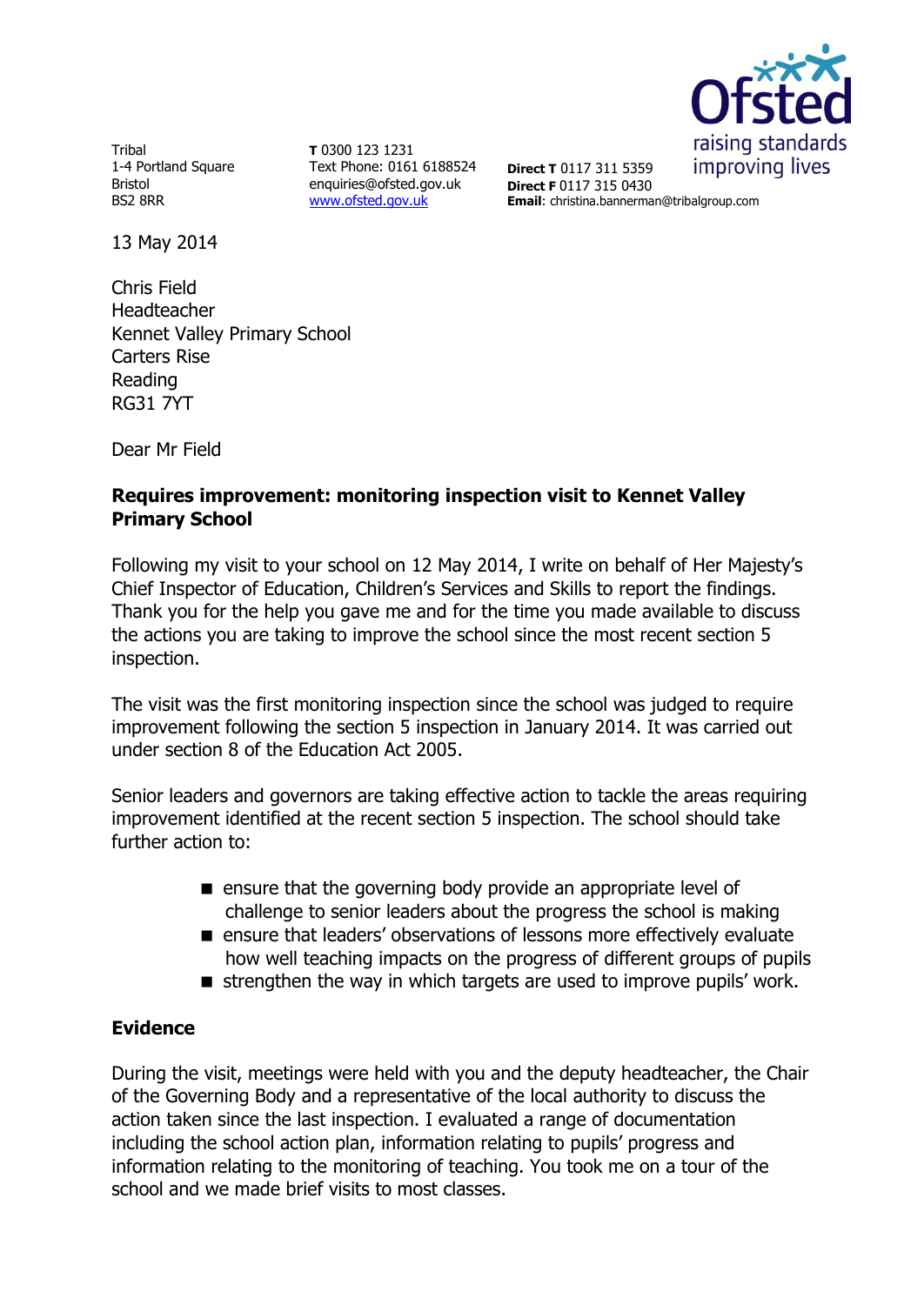Tribal
1-4 Portland Square
Bristol
BS2 8RR

**T** 0300 123 1231
Text Phone: 0161 6188524
enquiries@ofsted.gov.uk
www.ofsted.gov.uk

**Direct T** 0117 311 5359
**Direct F** 0117 315 0430
**Email**: christina.bannerman@tribalgroup.com

13 May 2014

Chris Field
Headteacher
Kennet Valley Primary School
Carters Rise
Reading
RG31 7YT

Dear Mr Field

**Requires improvement: monitoring inspection visit to Kennet Valley Primary School**

Following my visit to your school on 12 May 2014, I write on behalf of Her Majesty's Chief Inspector of Education, Children's Services and Skills to report the findings. Thank you for the help you gave me and for the time you made available to discuss the actions you are taking to improve the school since the most recent section 5 inspection.

The visit was the first monitoring inspection since the school was judged to require improvement following the section 5 inspection in January 2014. It was carried out under section 8 of the Education Act 2005.

Senior leaders and governors are taking effective action to tackle the areas requiring improvement identified at the recent section 5 inspection. The school should take further action to:

- ensure that the governing body provide an appropriate level of challenge to senior leaders about the progress the school is making
- ensure that leaders' observations of lessons more effectively evaluate how well teaching impacts on the progress of different groups of pupils
- strengthen the way in which targets are used to improve pupils' work.

## Evidence

During the visit, meetings were held with you and the deputy headteacher, the Chair of the Governing Body and a representative of the local authority to discuss the action taken since the last inspection. I evaluated a range of documentation including the school action plan, information relating to pupils' progress and information relating to the monitoring of teaching. You took me on a tour of the school and we made brief visits to most classes.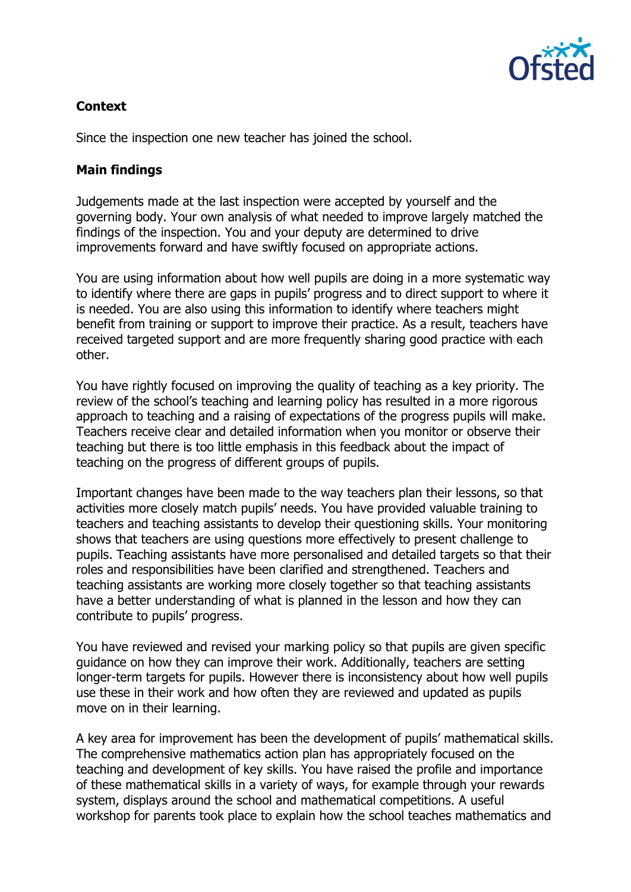**Context**

Since the inspection one new teacher has joined the school.

**Main findings**

Judgements made at the last inspection were accepted by yourself and the governing body. Your own analysis of what needed to improve largely matched the findings of the inspection. You and your deputy are determined to drive improvements forward and have swiftly focused on appropriate actions.

You are using information about how well pupils are doing in a more systematic way to identify where there are gaps in pupils' progress and to direct support to where it is needed. You are also using this information to identify where teachers might benefit from training or support to improve their practice. As a result, teachers have received targeted support and are more frequently sharing good practice with each other.

You have rightly focused on improving the quality of teaching as a key priority. The review of the school's teaching and learning policy has resulted in a more rigorous approach to teaching and a raising of expectations of the progress pupils will make. Teachers receive clear and detailed information when you monitor or observe their teaching but there is too little emphasis in this feedback about the impact of teaching on the progress of different groups of pupils.

Important changes have been made to the way teachers plan their lessons, so that activities more closely match pupils' needs. You have provided valuable training to teachers and teaching assistants to develop their questioning skills. Your monitoring shows that teachers are using questions more effectively to present challenge to pupils. Teaching assistants have more personalised and detailed targets so that their roles and responsibilities have been clarified and strengthened. Teachers and teaching assistants are working more closely together so that teaching assistants have a better understanding of what is planned in the lesson and how they can contribute to pupils' progress.

You have reviewed and revised your marking policy so that pupils are given specific guidance on how they can improve their work. Additionally, teachers are setting longer-term targets for pupils. However there is inconsistency about how well pupils use these in their work and how often they are reviewed and updated as pupils move on in their learning.

A key area for improvement has been the development of pupils' mathematical skills. The comprehensive mathematics action plan has appropriately focused on the teaching and development of key skills. You have raised the profile and importance of these mathematical skills in a variety of ways, for example through your rewards system, displays around the school and mathematical competitions. A useful workshop for parents took place to explain how the school teaches mathematics and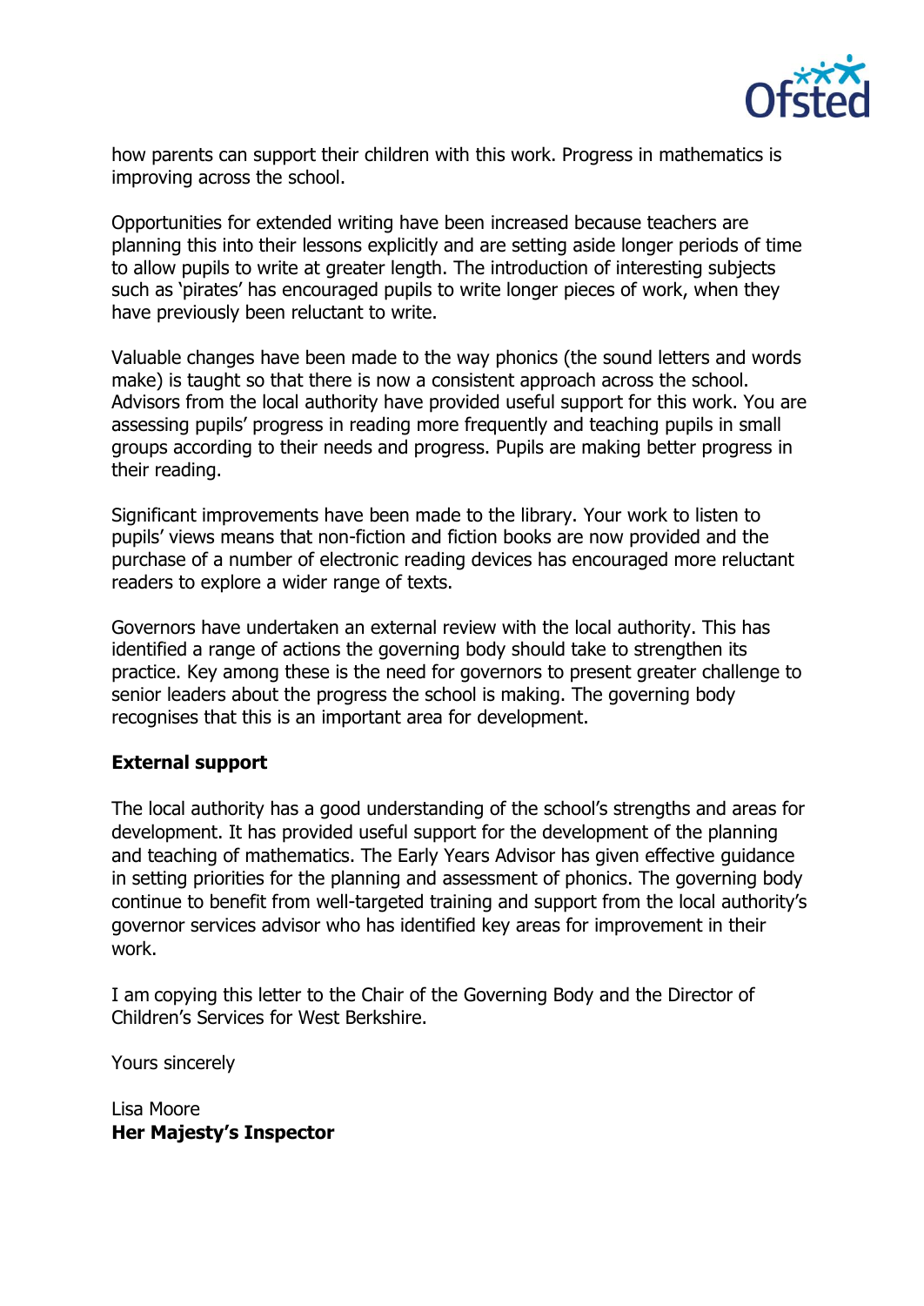how parents can support their children with this work. Progress in mathematics is improving across the school.

Opportunities for extended writing have been increased because teachers are planning this into their lessons explicitly and are setting aside longer periods of time to allow pupils to write at greater length. The introduction of interesting subjects such as 'pirates' has encouraged pupils to write longer pieces of work, when they have previously been reluctant to write.

Valuable changes have been made to the way phonics (the sound letters and words make) is taught so that there is now a consistent approach across the school. Advisors from the local authority have provided useful support for this work. You are assessing pupils' progress in reading more frequently and teaching pupils in small groups according to their needs and progress. Pupils are making better progress in their reading.

Significant improvements have been made to the library. Your work to listen to pupils' views means that non-fiction and fiction books are now provided and the purchase of a number of electronic reading devices has encouraged more reluctant readers to explore a wider range of texts.

Governors have undertaken an external review with the local authority. This has identified a range of actions the governing body should take to strengthen its practice. Key among these is the need for governors to present greater challenge to senior leaders about the progress the school is making. The governing body recognises that this is an important area for development.

**External support**

The local authority has a good understanding of the school's strengths and areas for development. It has provided useful support for the development of the planning and teaching of mathematics. The Early Years Advisor has given effective guidance in setting priorities for the planning and assessment of phonics. The governing body continue to benefit from well-targeted training and support from the local authority's governor services advisor who has identified key areas for improvement in their work.

I am copying this letter to the Chair of the Governing Body and the Director of Children's Services for West Berkshire.

Yours sincerely

Lisa Moore
**Her Majesty's Inspector**